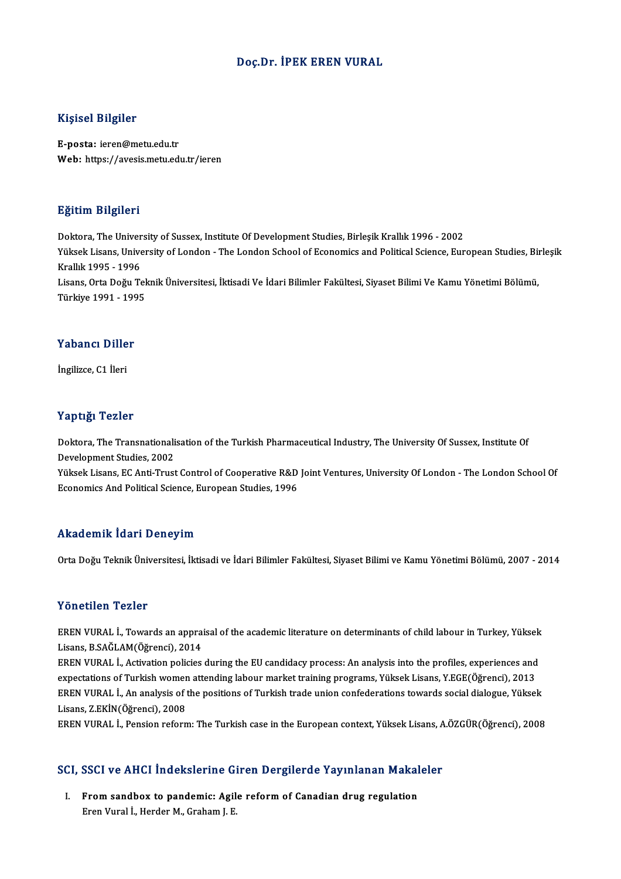# Doç.Dr. İPEK EREN VURAL

## Kişisel Bilgiler

**E-posta:** ieren@metu.edu.tr
**Web:** https://avesis.metu.edu.tr/ieren

## Eğitim Bilgileri

Doktora, The University of Sussex, Institute Of Development Studies, Birleşik Krallık 1996 - 2002
Yüksek Lisans, University of London - The London School of Economics and Political Science, European Studies, Birleşik Krallık 1995 - 1996
Lisans, Orta Doğu Teknik Üniversitesi, İktisadi Ve İdari Bilimler Fakültesi, Siyaset Bilimi Ve Kamu Yönetimi Bölümü, Türkiye 1991 - 1995

## Yabancı Diller

İngilizce, C1 İleri

## Yaptığı Tezler

Doktora, The Transnationalisation of the Turkish Pharmaceutical Industry, The University Of Sussex, Institute Of Development Studies, 2002
Yüksek Lisans, EC Anti-Trust Control of Cooperative R&D Joint Ventures, University Of London - The London School Of Economics And Political Science, European Studies, 1996

## Akademik İdari Deneyim

Orta Doğu Teknik Üniversitesi, İktisadi ve İdari Bilimler Fakültesi, Siyaset Bilimi ve Kamu Yönetimi Bölümü, 2007 - 2014

## Yönetilen Tezler

EREN VURAL İ., Towards an appraisal of the academic literature on determinants of child labour in Turkey, Yüksek Lisans, B.SAĞLAM(Öğrenci), 2014
EREN VURAL İ., Activation policies during the EU candidacy process: An analysis into the profiles, experiences and expectations of Turkish women attending labour market training programs, Yüksek Lisans, Y.EGE(Öğrenci), 2013
EREN VURAL İ., An analysis of the positions of Turkish trade union confederations towards social dialogue, Yüksek Lisans, Z.EKİN(Öğrenci), 2008
EREN VURAL İ., Pension reform: The Turkish case in the European context, Yüksek Lisans, A.ÖZGÜR(Öğrenci), 2008

## SCI, SSCI ve AHCI İndekslerine Giren Dergilerde Yayınlanan Makaleler

I. **From sandbox to pandemic: Agile reform of Canadian drug regulation**
Eren Vural İ., Herder M., Graham J. E.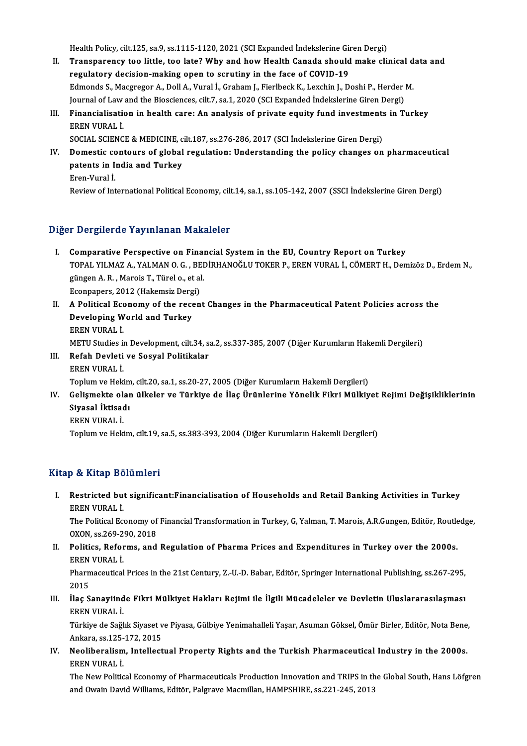Health Policy, cilt.125, sa.9, ss.1115-1120, 2021 (SCI Expanded İndekslerine Giren Dergi)

II. **Transparency too little, too late? Why and how Health Canada should make clinical data and regulatory decision-making open to scrutiny in the face of COVID-19**
Edmonds S., Macgregor A., Doll A., Vural İ., Graham J., Fierlbeck K., Lexchin J., Doshi P., Herder M.
Journal of Law and the Biosciences, cilt.7, sa.1, 2020 (SCI Expanded İndekslerine Giren Dergi)

III. **Financialisation in health care: An analysis of private equity fund investments in Turkey**
EREN VURAL İ.
SOCIAL SCIENCE & MEDICINE, cilt.187, ss.276-286, 2017 (SCI İndekslerine Giren Dergi)

IV. **Domestic contours of global regulation: Understanding the policy changes on pharmaceutical patents in India and Turkey**
Eren-Vural İ.
Review of International Political Economy, cilt.14, sa.1, ss.105-142, 2007 (SSCI İndekslerine Giren Dergi)

## Diğer Dergilerde Yayınlanan Makaleler

I. **Comparative Perspective on Financial System in the EU, Country Report on Turkey**
TOPAL YILMAZ A., YALMAN O. G. , BEDİRHANOĞLU TOKER P., EREN VURAL İ., CÖMERT H., Demizöz D., Erdem N., güngen A. R. , Marois T., Türel o., et al.
Econpapers, 2012 (Hakemsiz Dergi)

II. **A Political Economy of the recent Changes in the Pharmaceutical Patent Policies across the Developing World and Turkey**
EREN VURAL İ.
METU Studies in Development, cilt.34, sa.2, ss.337-385, 2007 (Diğer Kurumların Hakemli Dergileri)

III. **Refah Devleti ve Sosyal Politikalar**
EREN VURAL İ.
Toplum ve Hekim, cilt.20, sa.1, ss.20-27, 2005 (Diğer Kurumların Hakemli Dergileri)

IV. **Gelişmekte olan ülkeler ve Türkiye de İlaç Ürünlerine Yönelik Fikri Mülkiyet Rejimi Değişikliklerinin Siyasal İktisadı**
EREN VURAL İ.
Toplum ve Hekim, cilt.19, sa.5, ss.383-393, 2004 (Diğer Kurumların Hakemli Dergileri)

## Kitap & Kitap Bölümleri

I. **Restricted but significant:Financialisation of Households and Retail Banking Activities in Turkey**
EREN VURAL İ.
The Political Economy of Financial Transformation in Turkey, G, Yalman, T. Marois, A.R.Gungen, Editör, Routledge, OXON, ss.269-290, 2018

II. **Politics, Reforms, and Regulation of Pharma Prices and Expenditures in Turkey over the 2000s.**
EREN VURAL İ.
Pharmaceutical Prices in the 21st Century, Z.-U.-D. Babar, Editör, Springer International Publishing, ss.267-295, 2015

III. **İlaç Sanayiinde Fikri Mülkiyet Hakları Rejimi ile İlgili Mücadeleler ve Devletin Uluslararasılaşması**
EREN VURAL İ.
Türkiye de Sağlık Siyaset ve Piyasa, Gülbiye Yenimahalleli Yaşar, Asuman Göksel, Ömür Birler, Editör, Nota Bene, Ankara, ss.125-172, 2015

IV. **Neoliberalism, Intellectual Property Rights and the Turkish Pharmaceutical Industry in the 2000s.**
EREN VURAL İ.
The New Political Economy of Pharmaceuticals Production Innovation and TRIPS in the Global South, Hans Löfgren and Owain David Williams, Editör, Palgrave Macmillan, HAMPSHIRE, ss.221-245, 2013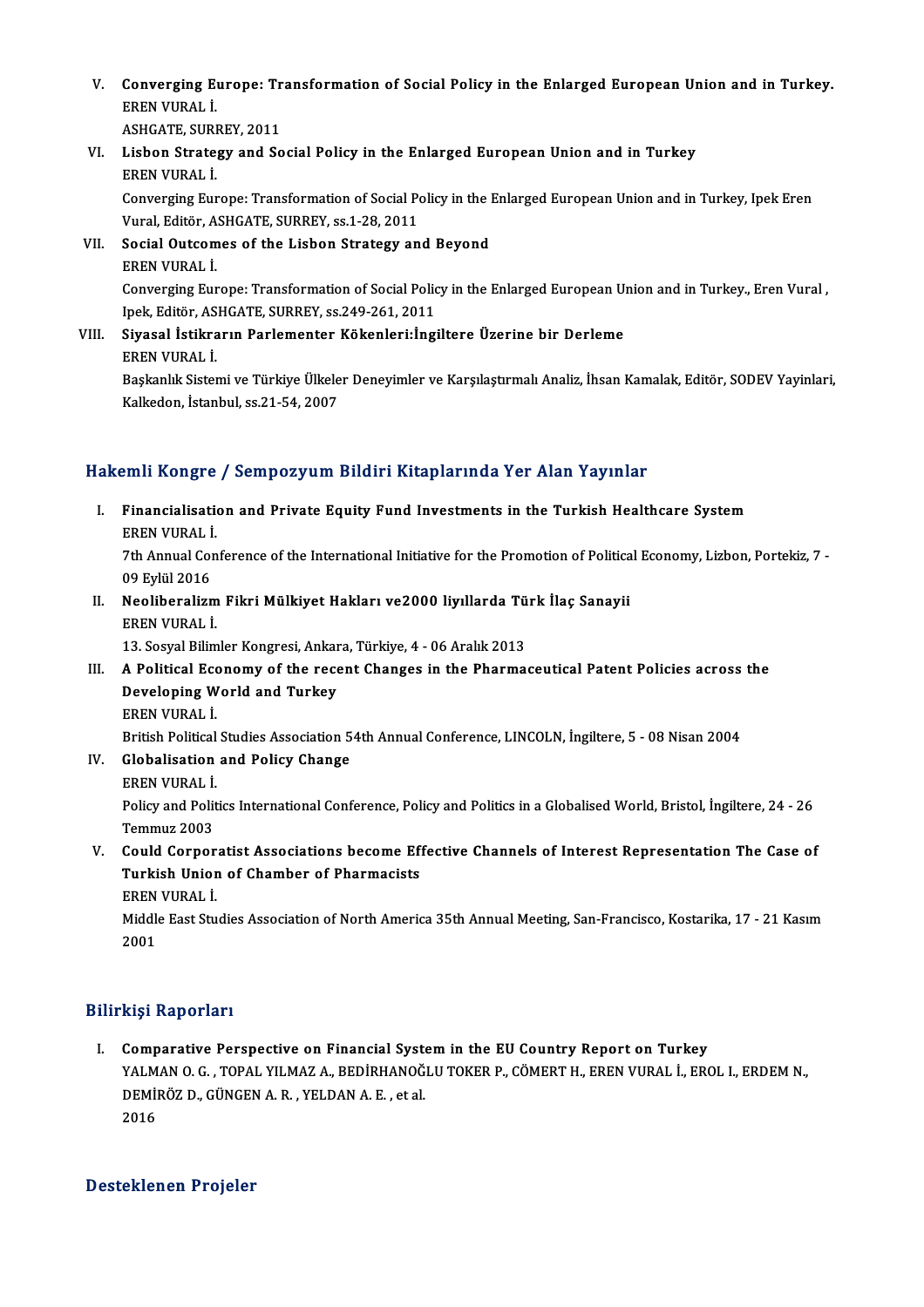V. **Converging Europe: Transformation of Social Policy in the Enlarged European Union and in Turkey.**
EREN VURAL İ.
ASHGATE, SURREY, 2011

VI. **Lisbon Strategy and Social Policy in the Enlarged European Union and in Turkey**
EREN VURAL İ.
Converging Europe: Transformation of Social Policy in the Enlarged European Union and in Turkey, Ipek Eren Vural, Editör, ASHGATE, SURREY, ss.1-28, 2011

VII. **Social Outcomes of the Lisbon Strategy and Beyond**
EREN VURAL İ.
Converging Europe: Transformation of Social Policy in the Enlarged European Union and in Turkey., Eren Vural , Ipek, Editör, ASHGATE, SURREY, ss.249-261, 2011

VIII. **Siyasal İstikrarın Parlementer Kökenleri:İngiltere Üzerine bir Derleme**
EREN VURAL İ.
Başkanlık Sistemi ve Türkiye Ülkeler Deneyimler ve Karşılaştırmalı Analiz, İhsan Kamalak, Editör, SODEV Yayinlari, Kalkedon, İstanbul, ss.21-54, 2007

## Hakemli Kongre / Sempozyum Bildiri Kitaplarında Yer Alan Yayınlar

I. **Financialisation and Private Equity Fund Investments in the Turkish Healthcare System**
EREN VURAL İ.
7th Annual Conference of the International Initiative for the Promotion of Political Economy, Lizbon, Portekiz, 7 - 09 Eylül 2016

II. **Neoliberalizm Fikri Mülkiyet Hakları ve2000 liyıllarda Türk İlaç Sanayii**
EREN VURAL İ.
13. Sosyal Bilimler Kongresi, Ankara, Türkiye, 4 - 06 Aralık 2013

III. **A Political Economy of the recent Changes in the Pharmaceutical Patent Policies across the Developing World and Turkey**
EREN VURAL İ.
British Political Studies Association 54th Annual Conference, LINCOLN, İngiltere, 5 - 08 Nisan 2004

IV. **Globalisation and Policy Change**
EREN VURAL İ.
Policy and Politics International Conference, Policy and Politics in a Globalised World, Bristol, İngiltere, 24 - 26 Temmuz 2003

V. **Could Corporatist Associations become Effective Channels of Interest Representation The Case of Turkish Union of Chamber of Pharmacists**
EREN VURAL İ.
Middle East Studies Association of North America 35th Annual Meeting, San-Francisco, Kostarika, 17 - 21 Kasım 2001

## Bilirkişi Raporları

I. **Comparative Perspective on Financial System in the EU Country Report on Turkey**
YALMAN O. G. , TOPAL YILMAZ A., BEDİRHANOĞLU TOKER P., CÖMERT H., EREN VURAL İ., EROL I., ERDEM N., DEMİRÖZ D., GÜNGEN A. R. , YELDAN A. E. , et al.
2016

## Desteklenen Projeler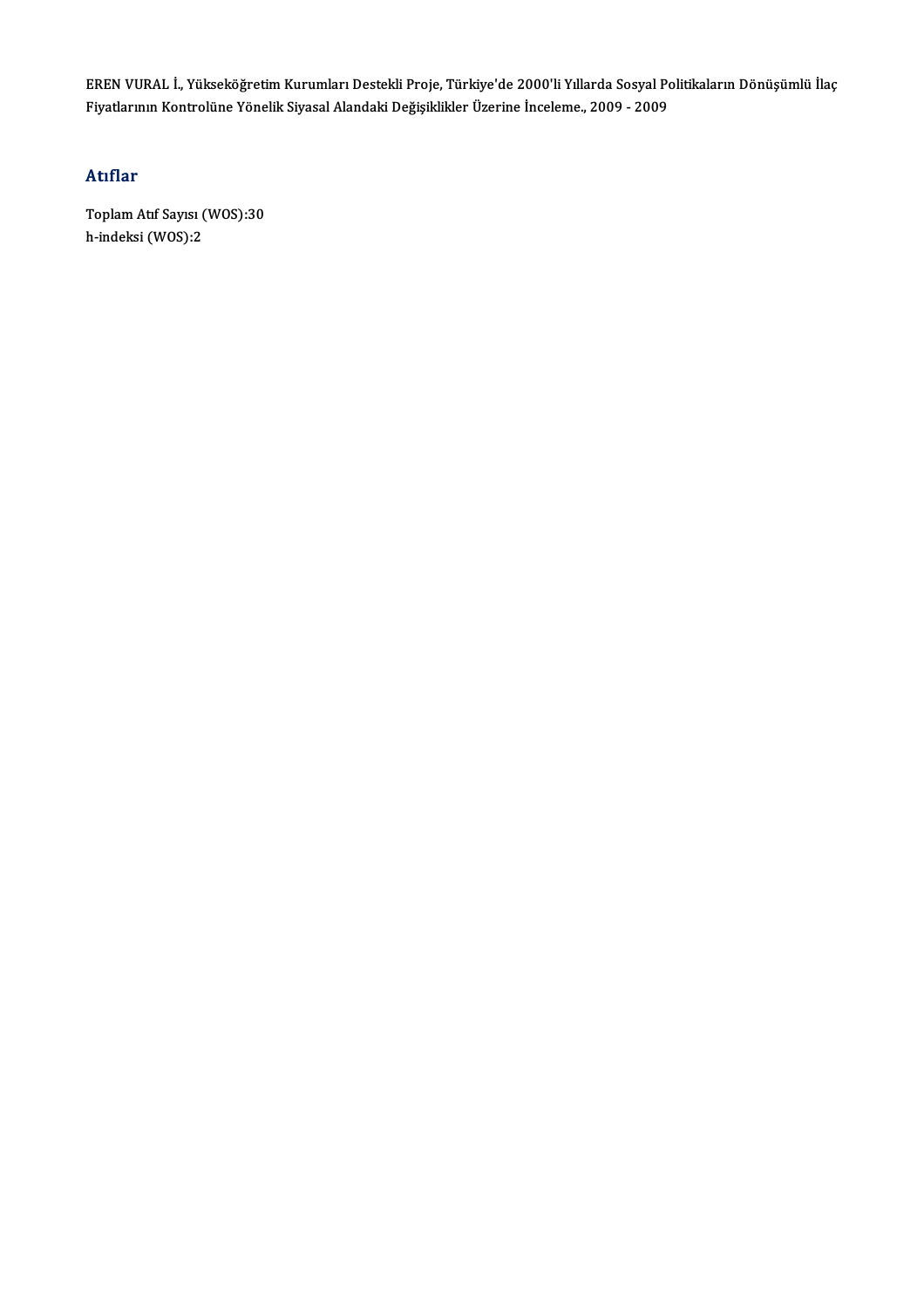EREN VURAL İ., Yükseköğretim Kurumları Destekli Proje, Türkiye'de 2000'li Yıllarda Sosyal Politikaların Dönüşümlü İlaç Fiyatlarının Kontrolüne Yönelik Siyasal Alandaki Değişiklikler Üzerine İnceleme., 2009 - 2009

## Atıflar

Toplam Atıf Sayısı (WOS):30
h-indeksi (WOS):2